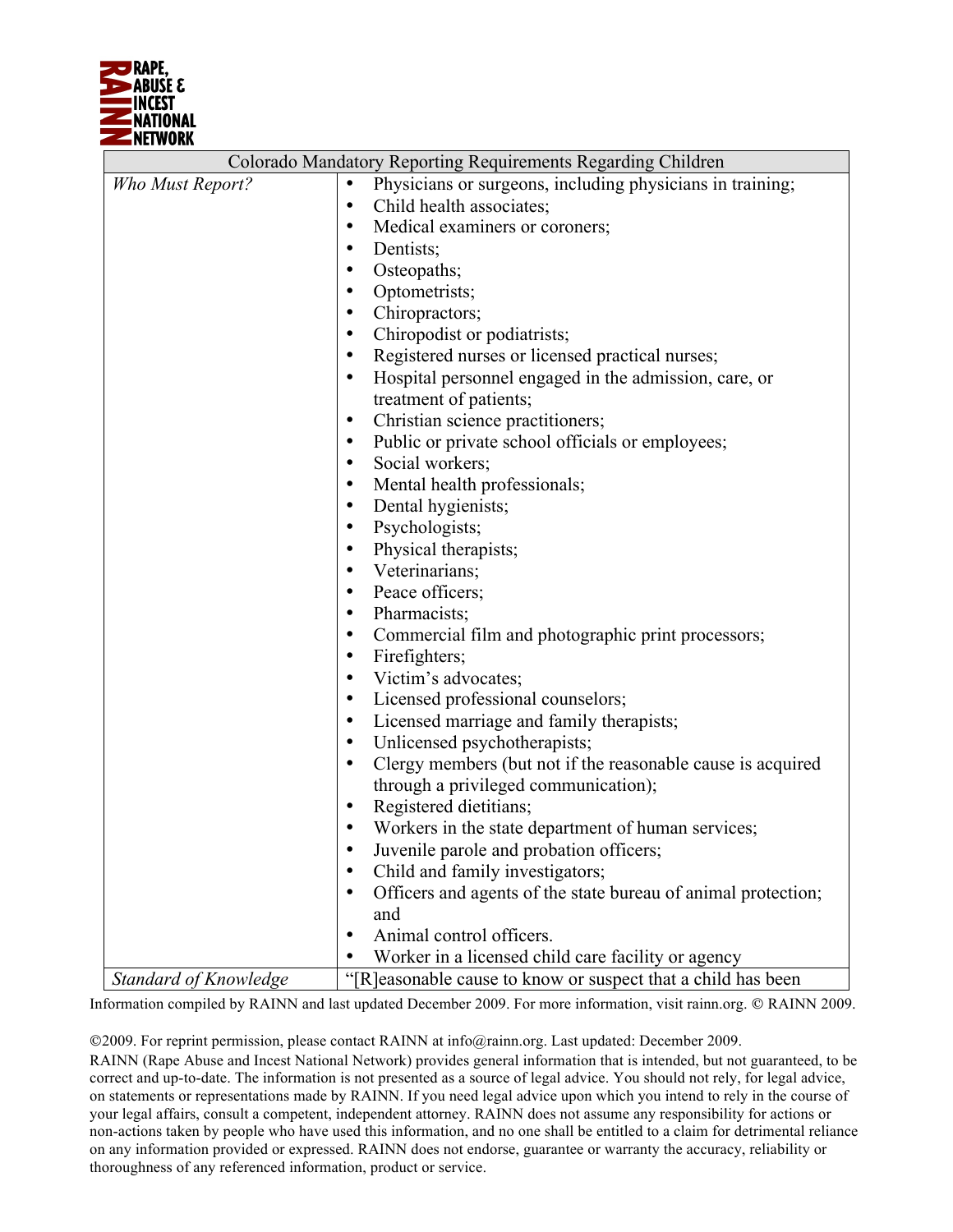RAPE, ABUSE & INCEST NATIONAL NETWORK

| Colorado Mandatory Reporting Requirements Regarding Children | |
|---|---|
| *Who Must Report?* | • Physicians or surgeons, including physicians in training;<br>• Child health associates;<br>• Medical examiners or coroners;<br>• Dentists;<br>• Osteopaths;<br>• Optometrists;<br>• Chiropractors;<br>• Chiropodist or podiatrists;<br>• Registered nurses or licensed practical nurses;<br>• Hospital personnel engaged in the admission, care, or treatment of patients;<br>• Christian science practitioners;<br>• Public or private school officials or employees;<br>• Social workers;<br>• Mental health professionals;<br>• Dental hygienists;<br>• Psychologists;<br>• Physical therapists;<br>• Veterinarians;<br>• Peace officers;<br>• Pharmacists;<br>• Commercial film and photographic print processors;<br>• Firefighters;<br>• Victim's advocates;<br>• Licensed professional counselors;<br>• Licensed marriage and family therapists;<br>• Unlicensed psychotherapists;<br>• Clergy members (but not if the reasonable cause is acquired through a privileged communication);<br>• Registered dietitians;<br>• Workers in the state department of human services;<br>• Juvenile parole and probation officers;<br>• Child and family investigators;<br>• Officers and agents of the state bureau of animal protection; and<br>• Animal control officers.<br>• Worker in a licensed child care facility or agency |
| *Standard of Knowledge* | "[R]easonable cause to know or suspect that a child has been |

Information compiled by RAINN and last updated December 2009. For more information, visit rainn.org. © RAINN 2009.

©2009. For reprint permission, please contact RAINN at info@rainn.org. Last updated: December 2009.
RAINN (Rape Abuse and Incest National Network) provides general information that is intended, but not guaranteed, to be correct and up-to-date. The information is not presented as a source of legal advice. You should not rely, for legal advice, on statements or representations made by RAINN. If you need legal advice upon which you intend to rely in the course of your legal affairs, consult a competent, independent attorney. RAINN does not assume any responsibility for actions or non-actions taken by people who have used this information, and no one shall be entitled to a claim for detrimental reliance on any information provided or expressed. RAINN does not endorse, guarantee or warranty the accuracy, reliability or thoroughness of any referenced information, product or service.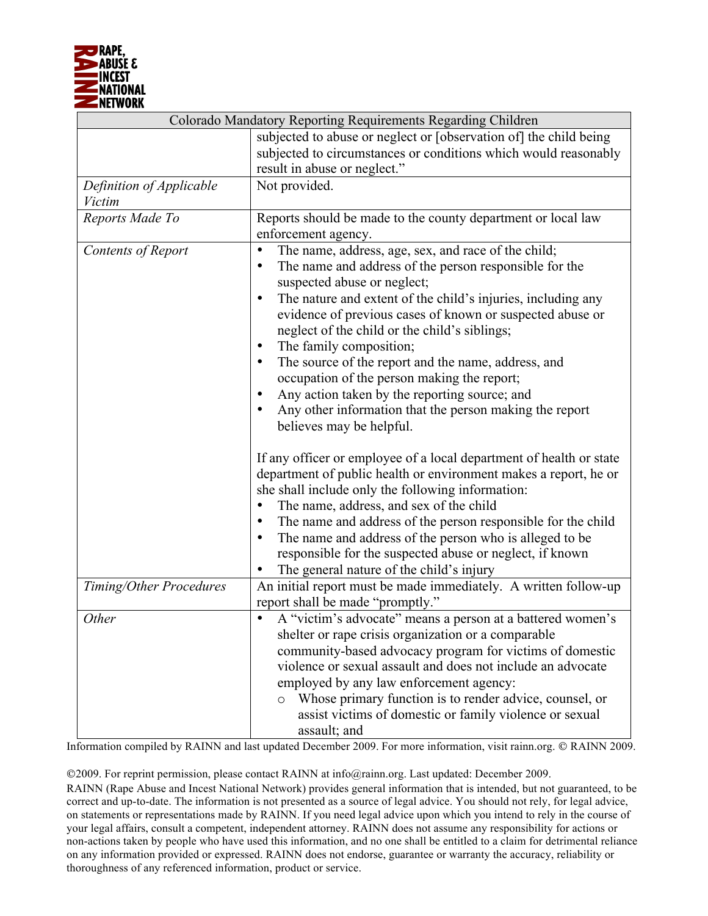| Colorado Mandatory Reporting Requirements Regarding Children | |
| --- | --- |
| | subjected to abuse or neglect or [observation of] the child being subjected to circumstances or conditions which would reasonably result in abuse or neglect." |
| *Definition of Applicable Victim* | Not provided. |
| *Reports Made To* | Reports should be made to the county department or local law enforcement agency. |
| *Contents of Report* | • The name, address, age, sex, and race of the child;<br>• The name and address of the person responsible for the suspected abuse or neglect;<br>• The nature and extent of the child's injuries, including any evidence of previous cases of known or suspected abuse or neglect of the child or the child's siblings;<br>• The family composition;<br>• The source of the report and the name, address, and occupation of the person making the report;<br>• Any action taken by the reporting source; and<br>• Any other information that the person making the report believes may be helpful.<br><br>If any officer or employee of a local department of health or state department of public health or environment makes a report, he or she shall include only the following information:<br>• The name, address, and sex of the child<br>• The name and address of the person responsible for the child<br>• The name and address of the person who is alleged to be responsible for the suspected abuse or neglect, if known<br>• The general nature of the child's injury |
| *Timing/Other Procedures* | An initial report must be made immediately. A written follow-up report shall be made "promptly." |
| *Other* | • A "victim's advocate" means a person at a battered women's shelter or rape crisis organization or a comparable community-based advocacy program for victims of domestic violence or sexual assault and does not include an advocate employed by any law enforcement agency:<br>&nbsp;&nbsp;&nbsp;&nbsp;○ Whose primary function is to render advice, counsel, or assist victims of domestic or family violence or sexual assault; and |

Information compiled by RAINN and last updated December 2009. For more information, visit rainn.org. © RAINN 2009.

©2009. For reprint permission, please contact RAINN at info@rainn.org. Last updated: December 2009.
RAINN (Rape Abuse and Incest National Network) provides general information that is intended, but not guaranteed, to be correct and up-to-date. The information is not presented as a source of legal advice. You should not rely, for legal advice, on statements or representations made by RAINN. If you need legal advice upon which you intend to rely in the course of your legal affairs, consult a competent, independent attorney. RAINN does not assume any responsibility for actions or non-actions taken by people who have used this information, and no one shall be entitled to a claim for detrimental reliance on any information provided or expressed. RAINN does not endorse, guarantee or warranty the accuracy, reliability or thoroughness of any referenced information, product or service.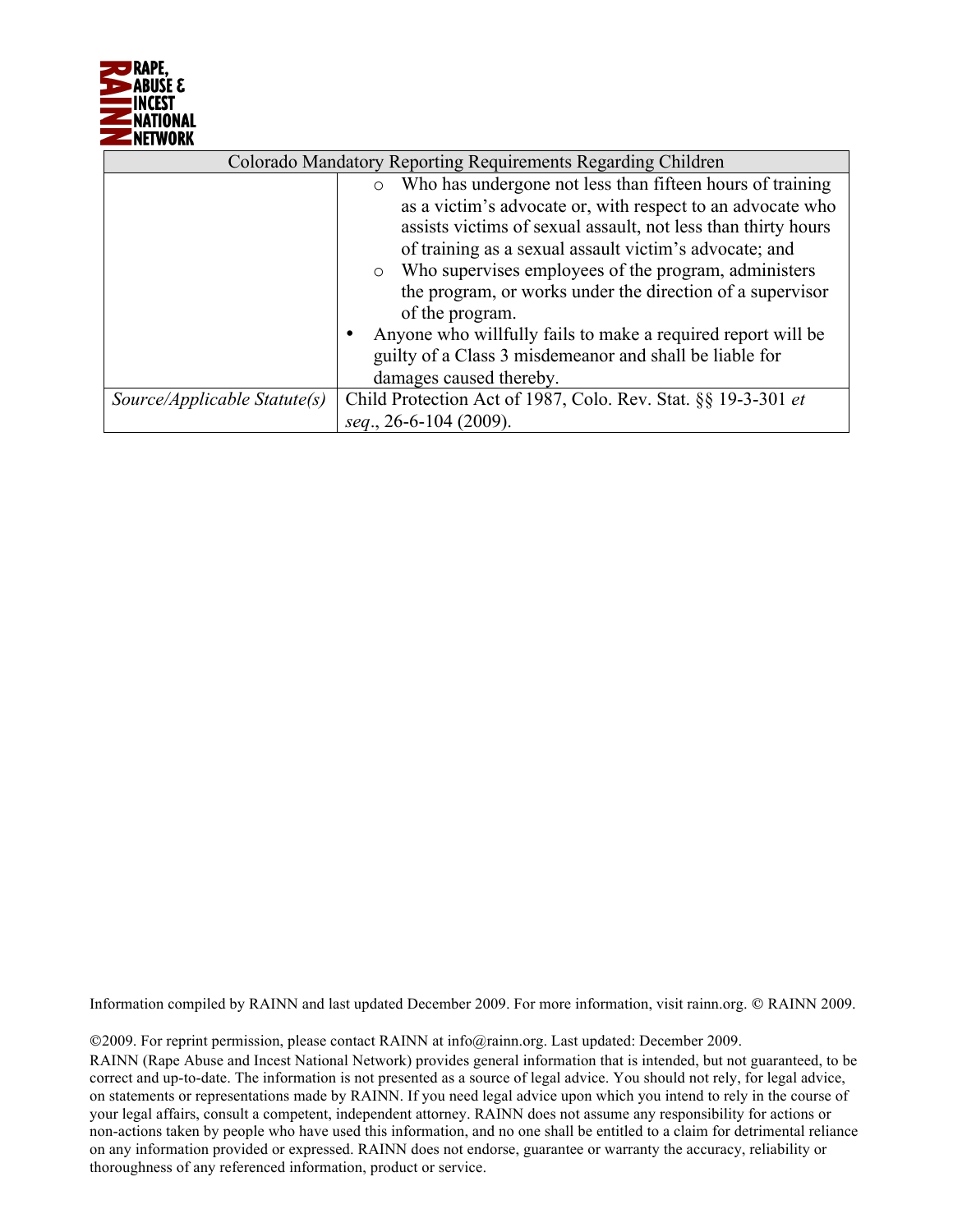| Colorado Mandatory Reporting Requirements Regarding Children | |
|---|---|
| | ○ Who has undergone not less than fifteen hours of training as a victim's advocate or, with respect to an advocate who assists victims of sexual assault, not less than thirty hours of training as a sexual assault victim's advocate; and<br>○ Who supervises employees of the program, administers the program, or works under the direction of a supervisor of the program.<br>• Anyone who willfully fails to make a required report will be guilty of a Class 3 misdemeanor and shall be liable for damages caused thereby. |
| *Source/Applicable Statute(s)* | Child Protection Act of 1987, Colo. Rev. Stat. §§ 19-3-301 *et seq*., 26-6-104 (2009). |

Information compiled by RAINN and last updated December 2009. For more information, visit rainn.org. © RAINN 2009.

©2009. For reprint permission, please contact RAINN at info@rainn.org. Last updated: December 2009.
RAINN (Rape Abuse and Incest National Network) provides general information that is intended, but not guaranteed, to be correct and up-to-date. The information is not presented as a source of legal advice. You should not rely, for legal advice, on statements or representations made by RAINN. If you need legal advice upon which you intend to rely in the course of your legal affairs, consult a competent, independent attorney. RAINN does not assume any responsibility for actions or non-actions taken by people who have used this information, and no one shall be entitled to a claim for detrimental reliance on any information provided or expressed. RAINN does not endorse, guarantee or warranty the accuracy, reliability or thoroughness of any referenced information, product or service.